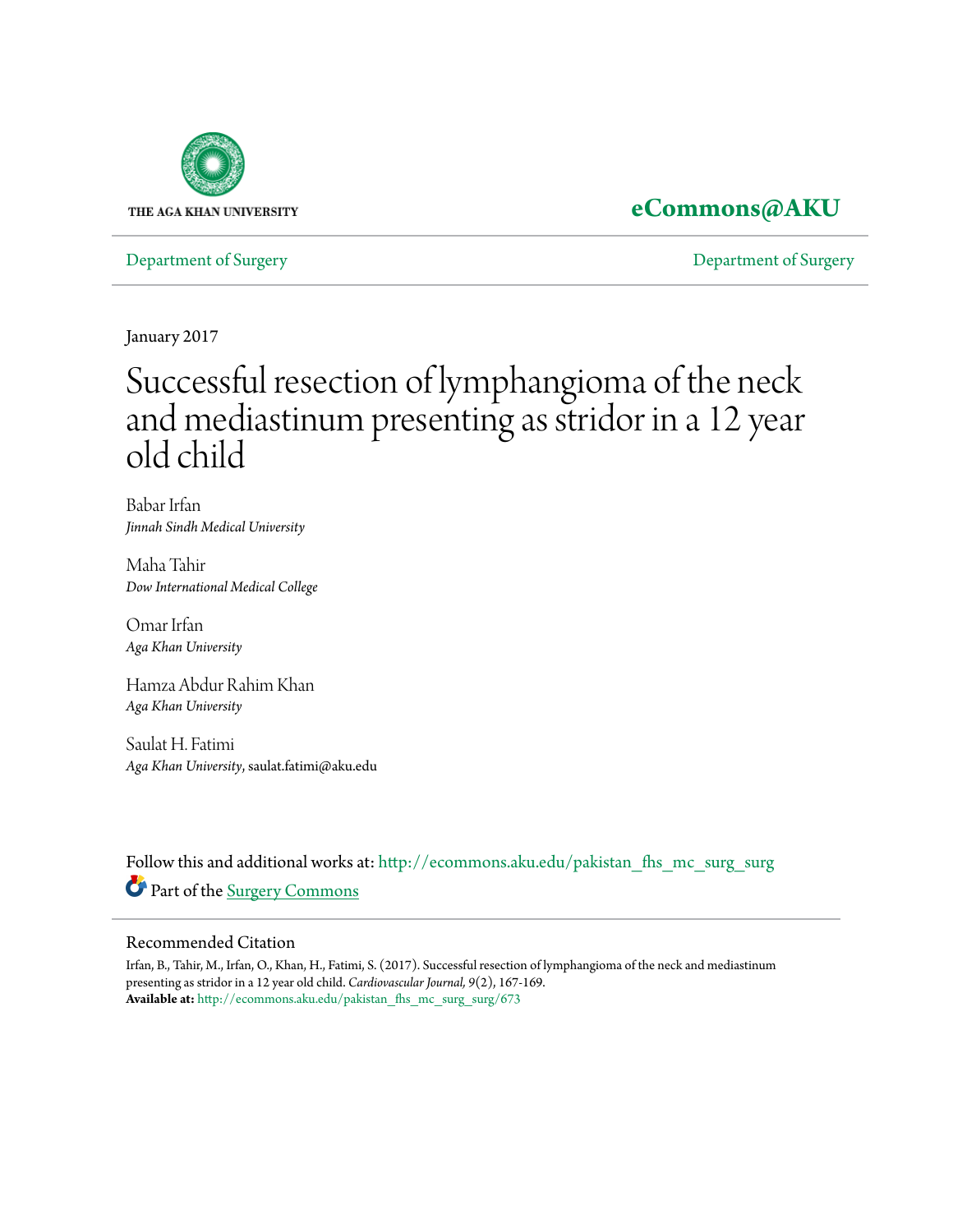THE AGA KHAN UNIVERSITY

**eCommons@AKU**

Department of Surgery

Department of Surgery

January 2017

# Successful resection of lymphangioma of the neck and mediastinum presenting as stridor in a 12 year old child

Babar Irfan
*Jinnah Sindh Medical University*

Maha Tahir
*Dow International Medical College*

Omar Irfan
*Aga Khan University*

Hamza Abdur Rahim Khan
*Aga Khan University*

Saulat H. Fatimi
*Aga Khan University*, saulat.fatimi@aku.edu

Follow this and additional works at: http://ecommons.aku.edu/pakistan_fhs_mc_surg_surg

Part of the Surgery Commons

## Recommended Citation

Irfan, B., Tahir, M., Irfan, O., Khan, H., Fatimi, S. (2017). Successful resection of lymphangioma of the neck and mediastinum presenting as stridor in a 12 year old child. *Cardiovascular Journal,* 9(2), 167-169.
**Available at:** http://ecommons.aku.edu/pakistan_fhs_mc_surg_surg/673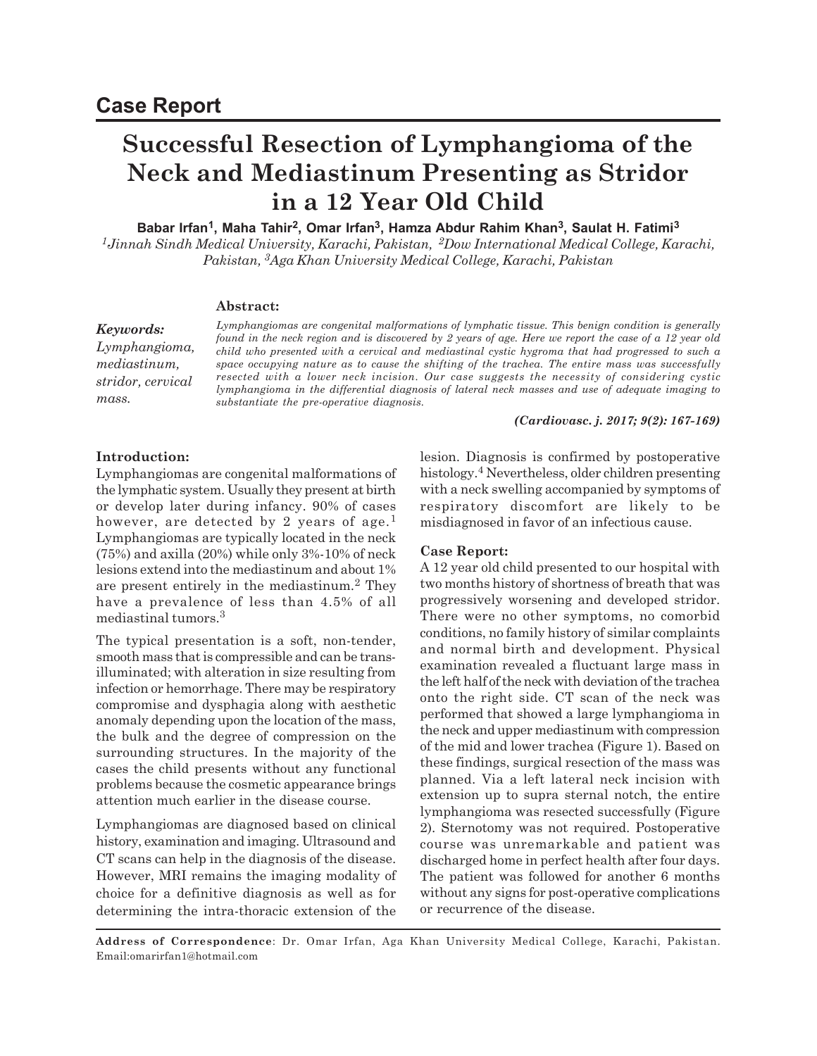## Case Report

# Successful Resection of Lymphangioma of the Neck and Mediastinum Presenting as Stridor in a 12 Year Old Child

**Babar Irfan[1], Maha Tahir[2], Omar Irfan[3], Hamza Abdur Rahim Khan[3], Saulat H. Fatimi[3]**

*[1]Jinnah Sindh Medical University, Karachi, Pakistan, [2]Dow International Medical College, Karachi, Pakistan, [3]Aga Khan University Medical College, Karachi, Pakistan*

### Abstract:

*Lymphangiomas are congenital malformations of lymphatic tissue. This benign condition is generally found in the neck region and is discovered by 2 years of age. Here we report the case of a 12 year old child who presented with a cervical and mediastinal cystic hygroma that had progressed to such a space occupying nature as to cause the shifting of the trachea. The entire mass was successfully resected with a lower neck incision. Our case suggests the necessity of considering cystic lymphangioma in the differential diagnosis of lateral neck masses and use of adequate imaging to substantiate the pre-operative diagnosis.*

***Keywords:*** *Lymphangioma, mediastinum, stridor, cervical mass.*

***(Cardiovasc. j. 2017; 9(2): 167-169)***

### Introduction:

Lymphangiomas are congenital malformations of the lymphatic system. Usually they present at birth or develop later during infancy. 90% of cases however, are detected by 2 years of age.[1] Lymphangiomas are typically located in the neck (75%) and axilla (20%) while only 3%-10% of neck lesions extend into the mediastinum and about 1% are present entirely in the mediastinum.[2] They have a prevalence of less than 4.5% of all mediastinal tumors.[3]

The typical presentation is a soft, non-tender, smooth mass that is compressible and can be trans-illuminated; with alteration in size resulting from infection or hemorrhage. There may be respiratory compromise and dysphagia along with aesthetic anomaly depending upon the location of the mass, the bulk and the degree of compression on the surrounding structures. In the majority of the cases the child presents without any functional problems because the cosmetic appearance brings attention much earlier in the disease course.

Lymphangiomas are diagnosed based on clinical history, examination and imaging. Ultrasound and CT scans can help in the diagnosis of the disease. However, MRI remains the imaging modality of choice for a definitive diagnosis as well as for determining the intra-thoracic extension of the lesion. Diagnosis is confirmed by postoperative histology.[4] Nevertheless, older children presenting with a neck swelling accompanied by symptoms of respiratory discomfort are likely to be misdiagnosed in favor of an infectious cause.

### Case Report:

A 12 year old child presented to our hospital with two months history of shortness of breath that was progressively worsening and developed stridor. There were no other symptoms, no comorbid conditions, no family history of similar complaints and normal birth and development. Physical examination revealed a fluctuant large mass in the left half of the neck with deviation of the trachea onto the right side. CT scan of the neck was performed that showed a large lymphangioma in the neck and upper mediastinum with compression of the mid and lower trachea (Figure 1). Based on these findings, surgical resection of the mass was planned. Via a left lateral neck incision with extension up to supra sternal notch, the entire lymphangioma was resected successfully (Figure 2). Sternotomy was not required. Postoperative course was unremarkable and patient was discharged home in perfect health after four days. The patient was followed for another 6 months without any signs for post-operative complications or recurrence of the disease.

**Address of Correspondence**: Dr. Omar Irfan, Aga Khan University Medical College, Karachi, Pakistan. Email:omarirfan1@hotmail.com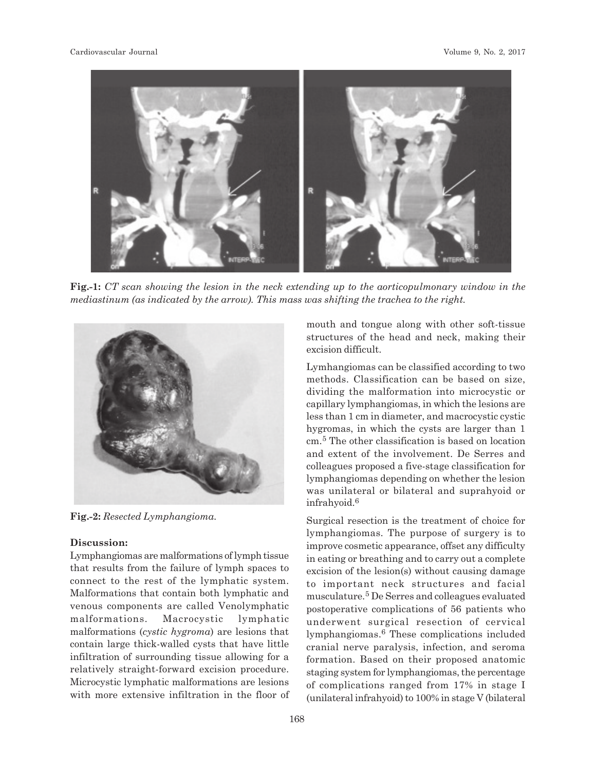**Fig.-1:** *CT scan showing the lesion in the neck extending up to the aorticopulmonary window in the mediastinum (as indicated by the arrow). This mass was shifting the trachea to the right.*

**Fig.-2:** *Resected Lymphangioma.*

**Discussion:**

Lymphangiomas are malformations of lymph tissue that results from the failure of lymph spaces to connect to the rest of the lymphatic system. Malformations that contain both lymphatic and venous components are called Venolymphatic malformations. Macrocystic lymphatic malformations (*cystic hygroma*) are lesions that contain large thick-walled cysts that have little infiltration of surrounding tissue allowing for a relatively straight-forward excision procedure. Microcystic lymphatic malformations are lesions with more extensive infiltration in the floor of mouth and tongue along with other soft-tissue structures of the head and neck, making their excision difficult.

Lymhangiomas can be classified according to two methods. Classification can be based on size, dividing the malformation into microcystic or capillary lymphangiomas, in which the lesions are less than 1 cm in diameter, and macrocystic cystic hygromas, in which the cysts are larger than 1 cm.[5] The other classification is based on location and extent of the involvement. De Serres and colleagues proposed a five-stage classification for lymphangiomas depending on whether the lesion was unilateral or bilateral and suprahyoid or infrahyoid.[6]

Surgical resection is the treatment of choice for lymphangiomas. The purpose of surgery is to improve cosmetic appearance, offset any difficulty in eating or breathing and to carry out a complete excision of the lesion(s) without causing damage to important neck structures and facial musculature.[5] De Serres and colleagues evaluated postoperative complications of 56 patients who underwent surgical resection of cervical lymphangiomas.[6] These complications included cranial nerve paralysis, infection, and seroma formation. Based on their proposed anatomic staging system for lymphangiomas, the percentage of complications ranged from 17% in stage I (unilateral infrahyoid) to 100% in stage V (bilateral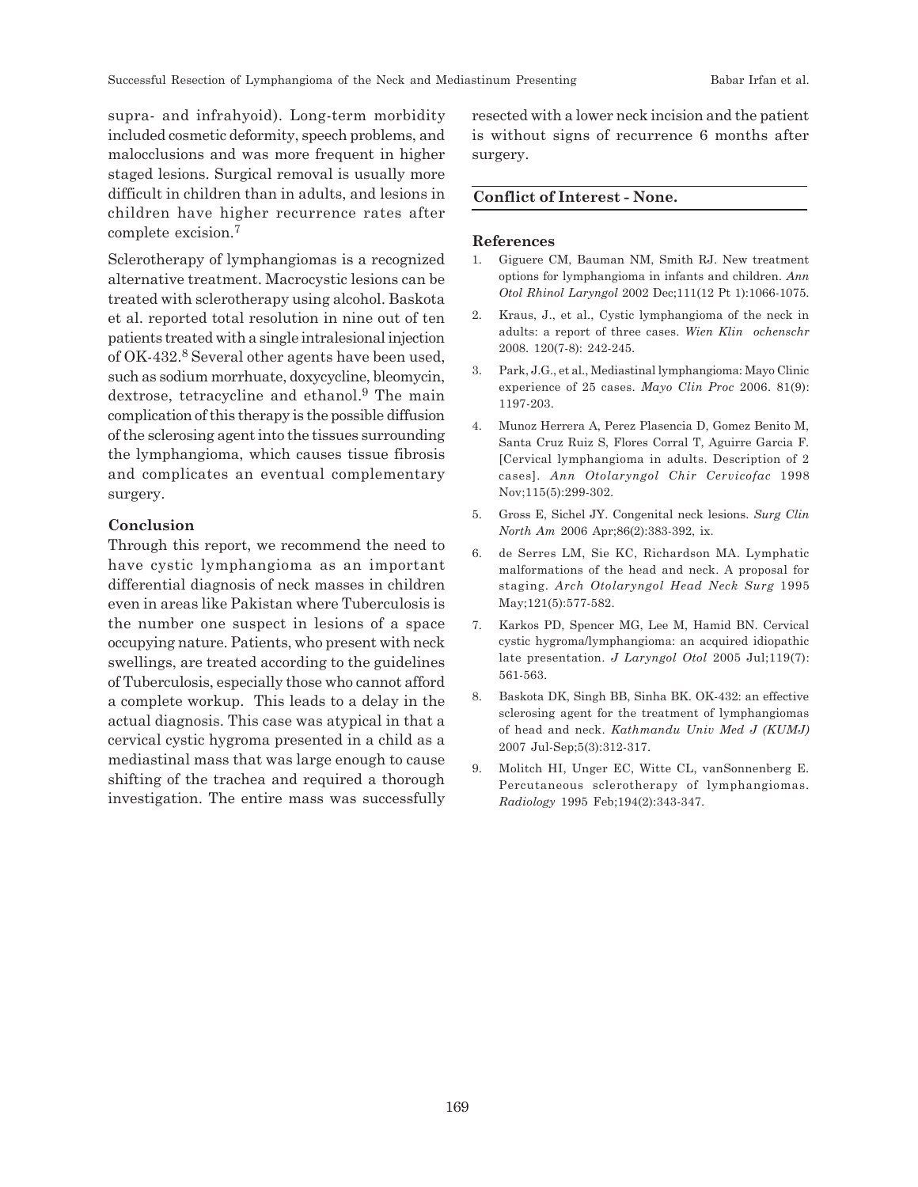supra- and infrahyoid). Long-term morbidity included cosmetic deformity, speech problems, and malocclusions and was more frequent in higher staged lesions. Surgical removal is usually more difficult in children than in adults, and lesions in children have higher recurrence rates after complete excision.[7]

Sclerotherapy of lymphangiomas is a recognized alternative treatment. Macrocystic lesions can be treated with sclerotherapy using alcohol. Baskota et al. reported total resolution in nine out of ten patients treated with a single intralesional injection of OK-432.[8] Several other agents have been used, such as sodium morrhuate, doxycycline, bleomycin, dextrose, tetracycline and ethanol.[9] The main complication of this therapy is the possible diffusion of the sclerosing agent into the tissues surrounding the lymphangioma, which causes tissue fibrosis and complicates an eventual complementary surgery.

### Conclusion

Through this report, we recommend the need to have cystic lymphangioma as an important differential diagnosis of neck masses in children even in areas like Pakistan where Tuberculosis is the number one suspect in lesions of a space occupying nature. Patients, who present with neck swellings, are treated according to the guidelines of Tuberculosis, especially those who cannot afford a complete workup. This leads to a delay in the actual diagnosis. This case was atypical in that a cervical cystic hygroma presented in a child as a mediastinal mass that was large enough to cause shifting of the trachea and required a thorough investigation. The entire mass was successfully resected with a lower neck incision and the patient is without signs of recurrence 6 months after surgery.

**Conflict of Interest - None.**

### References

1. Giguere CM, Bauman NM, Smith RJ. New treatment options for lymphangioma in infants and children. *Ann Otol Rhinol Laryngol* 2002 Dec;111(12 Pt 1):1066-1075.
2. Kraus, J., et al., Cystic lymphangioma of the neck in adults: a report of three cases. *Wien Klin ochenschr* 2008. 120(7-8): 242-245.
3. Park, J.G., et al., Mediastinal lymphangioma: Mayo Clinic experience of 25 cases. *Mayo Clin Proc* 2006. 81(9): 1197-203.
4. Munoz Herrera A, Perez Plasencia D, Gomez Benito M, Santa Cruz Ruiz S, Flores Corral T, Aguirre Garcia F. [Cervical lymphangioma in adults. Description of 2 cases]. *Ann Otolaryngol Chir Cervicofac* 1998 Nov;115(5):299-302.
5. Gross E, Sichel JY. Congenital neck lesions. *Surg Clin North Am* 2006 Apr;86(2):383-392, ix.
6. de Serres LM, Sie KC, Richardson MA. Lymphatic malformations of the head and neck. A proposal for staging. *Arch Otolaryngol Head Neck Surg* 1995 May;121(5):577-582.
7. Karkos PD, Spencer MG, Lee M, Hamid BN. Cervical cystic hygroma/lymphangioma: an acquired idiopathic late presentation. *J Laryngol Otol* 2005 Jul;119(7): 561-563.
8. Baskota DK, Singh BB, Sinha BK. OK-432: an effective sclerosing agent for the treatment of lymphangiomas of head and neck. *Kathmandu Univ Med J (KUMJ)* 2007 Jul-Sep;5(3):312-317.
9. Molitch HI, Unger EC, Witte CL, vanSonnenberg E. Percutaneous sclerotherapy of lymphangiomas. *Radiology* 1995 Feb;194(2):343-347.